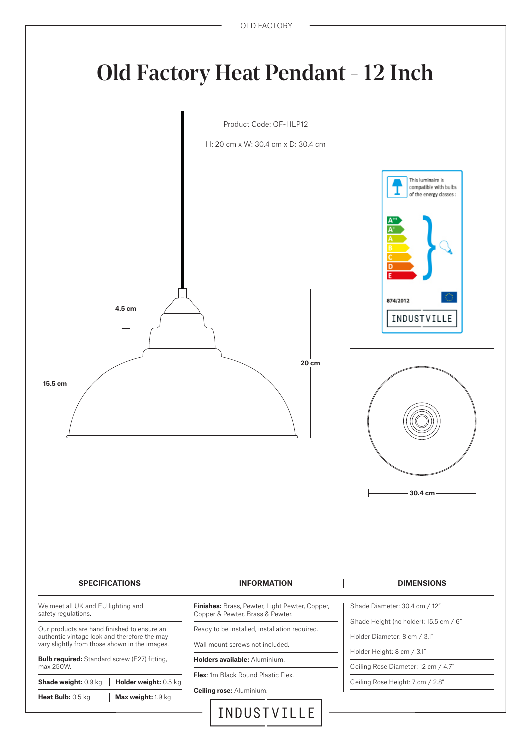# Old Factory Heat Pendant - 12 Inch

Product Code: OF-HLP12

H: 20 cm x W: 30.4 cm x D: 30.4 cm

4.5 cm

15.5 cm

20 cm

30.4 cm

This luminaire is compatible with bulbs of the energy classes :

A++ A+ A B C D E

874/2012

INDUSTVILLE

## SPECIFICATIONS

We meet all UK and EU lighting and safety regulations.

Our products are hand finished to ensure an authentic vintage look and therefore the may vary slightly from those shown in the images.

**Bulb required:** Standard screw (E27) fitting, max 250W.

| | |
|---|---|
| **Shade weight:** 0.9 kg | **Holder weight:** 0.5 kg |
| **Heat Bulb:** 0.5 kg | **Max weight:** 1.9 kg |

## INFORMATION

**Finishes:** Brass, Pewter, Light Pewter, Copper, Copper & Pewter, Brass & Pewter.

Ready to be installed, installation required.

Wall mount screws not included.

**Holders available:** Aluminium.

**Flex**: 1m Black Round Plastic Flex.

**Ceiling rose:** Aluminium.

## DIMENSIONS

Shade Diameter: 30.4 cm / 12"

Shade Height (no holder): 15.5 cm / 6"

Holder Diameter: 8 cm / 3.1"

Holder Height: 8 cm / 3.1"

Ceiling Rose Diameter: 12 cm / 4.7"

Ceiling Rose Height: 7 cm / 2.8"

INDUSTVILLE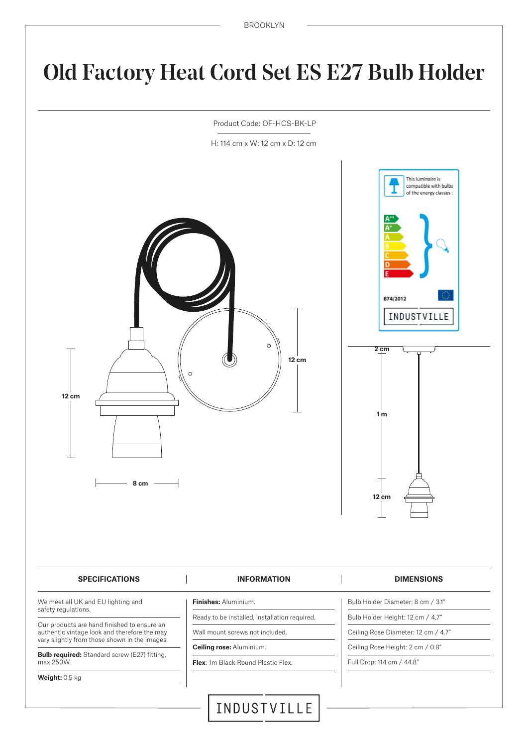BROOKLYN

# Old Factory Heat Cord Set ES E27 Bulb Holder

Product Code: OF-HCS-BK-LP

H: 114 cm x W: 12 cm x D: 12 cm

12 cm

8 cm

12 cm

This luminaire is compatible with bulbs of the energy classes :

A++ A+ A B C D E

874/2012

INDUSTVILLE

2 cm

1 m

12 cm

| SPECIFICATIONS | INFORMATION | DIMENSIONS |
| --- | --- | --- |
| We meet all UK and EU lighting and safety regulations. | **Finishes:** Aluminium. | Bulb Holder Diameter: 8 cm / 3.1" |
| Our products are hand finished to ensure an authentic vintage look and therefore the may vary slightly from those shown in the images. | Ready to be installed, installation required. | Bulb Holder Height: 12 cm / 4.7" |
| **Bulb required:** Standard screw (E27) fitting, max 250W. | Wall mount screws not included. | Ceiling Rose Diameter: 12 cm / 4.7" |
| **Weight:** 0.5 kg | **Ceiling rose:** Aluminium. | Ceiling Rose Height: 2 cm / 0.8" |
| | **Flex**: 1m Black Round Plastic Flex. | Full Drop: 114 cm / 44.8" |

INDUSTVILLE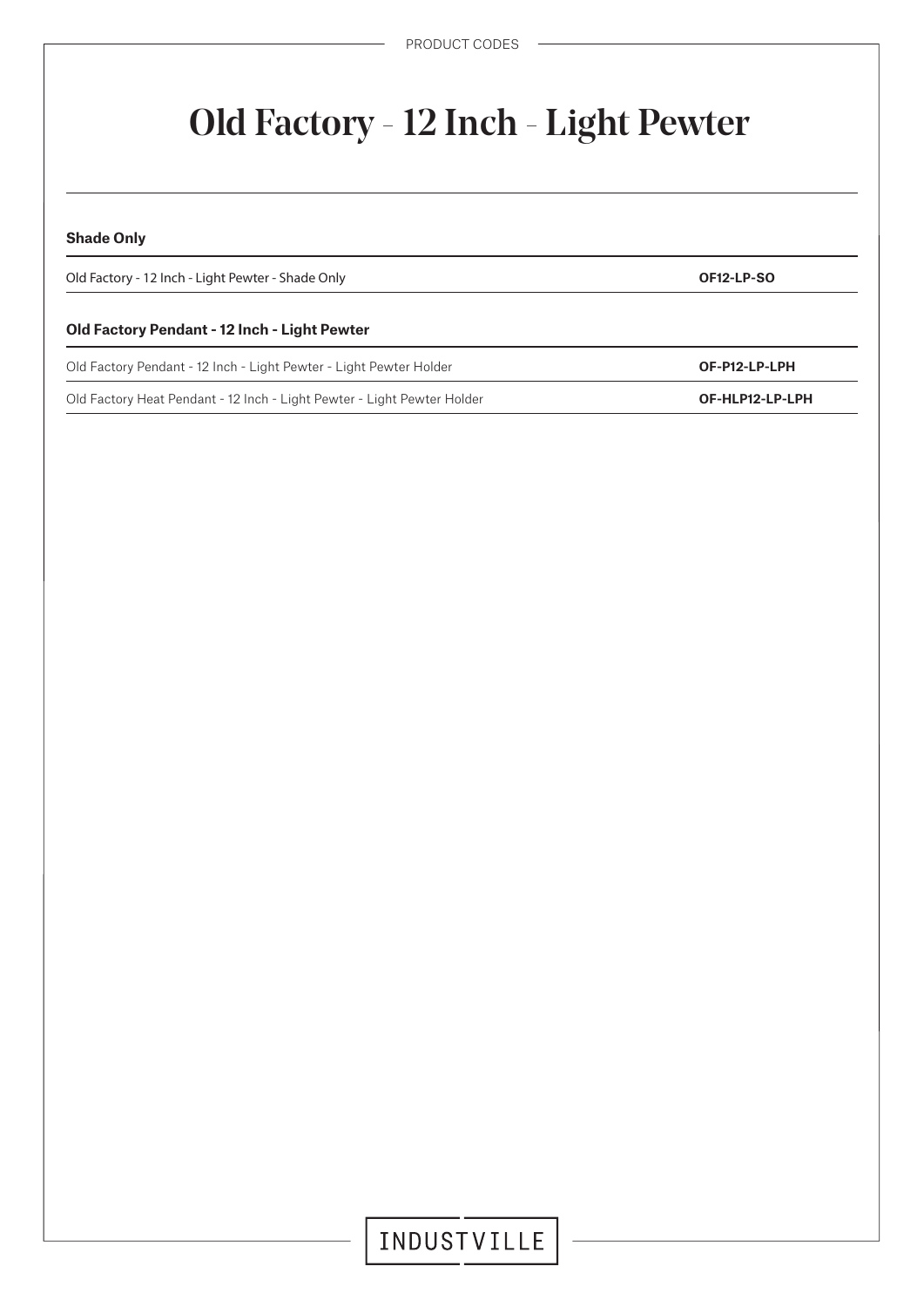# Old Factory - 12 Inch - Light Pewter

| Shade Only | |
|---|---|
| Old Factory - 12 Inch - Light Pewter - Shade Only | **OF12-LP-SO** |

| Old Factory Pendant - 12 Inch - Light Pewter | |
|---|---|
| Old Factory Pendant - 12 Inch - Light Pewter - Light Pewter Holder | **OF-P12-LP-LPH** |
| Old Factory Heat Pendant - 12 Inch - Light Pewter - Light Pewter Holder | **OF-HLP12-LP-LPH** |